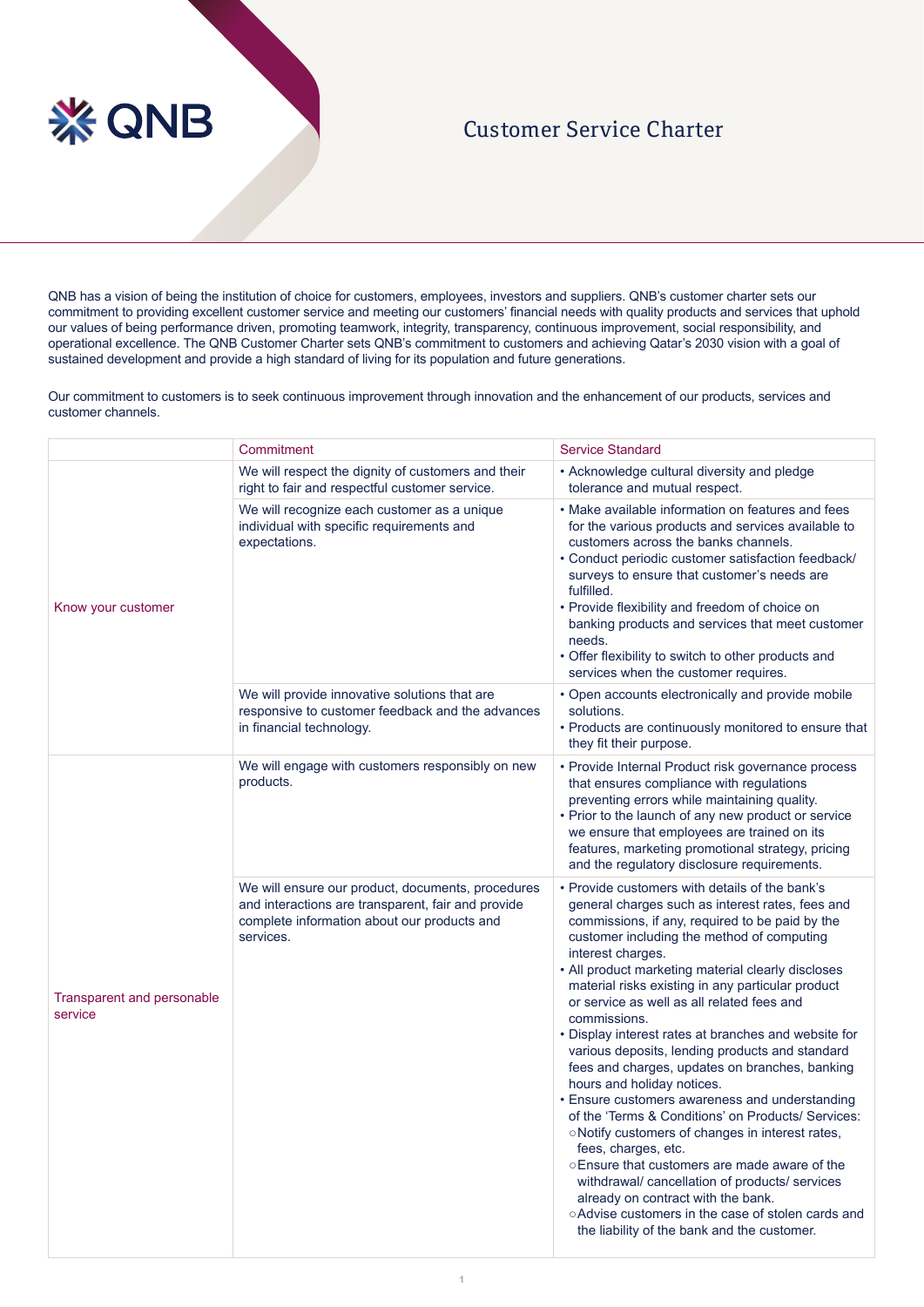# Customer Service Charter

QNB has a vision of being the institution of choice for customers, employees, investors and suppliers. QNB's customer charter sets our commitment to providing excellent customer service and meeting our customers' financial needs with quality products and services that uphold our values of being performance driven, promoting teamwork, integrity, transparency, continuous improvement, social responsibility, and operational excellence. The QNB Customer Charter sets QNB's commitment to customers and achieving Qatar's 2030 vision with a goal of sustained development and provide a high standard of living for its population and future generations.

Our commitment to customers is to seek continuous improvement through innovation and the enhancement of our products, services and customer channels.

| | Commitment | Service Standard |
|---|---|---|
| Know your customer | We will respect the dignity of customers and their right to fair and respectful customer service. | • Acknowledge cultural diversity and pledge tolerance and mutual respect. |
| | We will recognize each customer as a unique individual with specific requirements and expectations. | • Make available information on features and fees for the various products and services available to customers across the banks channels.<br>• Conduct periodic customer satisfaction feedback/ surveys to ensure that customer's needs are fulfilled.<br>• Provide flexibility and freedom of choice on banking products and services that meet customer needs.<br>• Offer flexibility to switch to other products and services when the customer requires. |
| | We will provide innovative solutions that are responsive to customer feedback and the advances in financial technology. | • Open accounts electronically and provide mobile solutions.<br>• Products are continuously monitored to ensure that they fit their purpose. |
| Transparent and personable service | We will engage with customers responsibly on new products. | • Provide Internal Product risk governance process that ensures compliance with regulations preventing errors while maintaining quality.<br>• Prior to the launch of any new product or service we ensure that employees are trained on its features, marketing promotional strategy, pricing and the regulatory disclosure requirements. |
| | We will ensure our product, documents, procedures and interactions are transparent, fair and provide complete information about our products and services. | • Provide customers with details of the bank's general charges such as interest rates, fees and commissions, if any, required to be paid by the customer including the method of computing interest charges.<br>• All product marketing material clearly discloses material risks existing in any particular product or service as well as all related fees and commissions.<br>• Display interest rates at branches and website for various deposits, lending products and standard fees and charges, updates on branches, banking hours and holiday notices.<br>• Ensure customers awareness and understanding of the 'Terms & Conditions' on Products/ Services:<br>○ Notify customers of changes in interest rates, fees, charges, etc.<br>○ Ensure that customers are made aware of the withdrawal/ cancellation of products/ services already on contract with the bank.<br>○ Advise customers in the case of stolen cards and the liability of the bank and the customer. |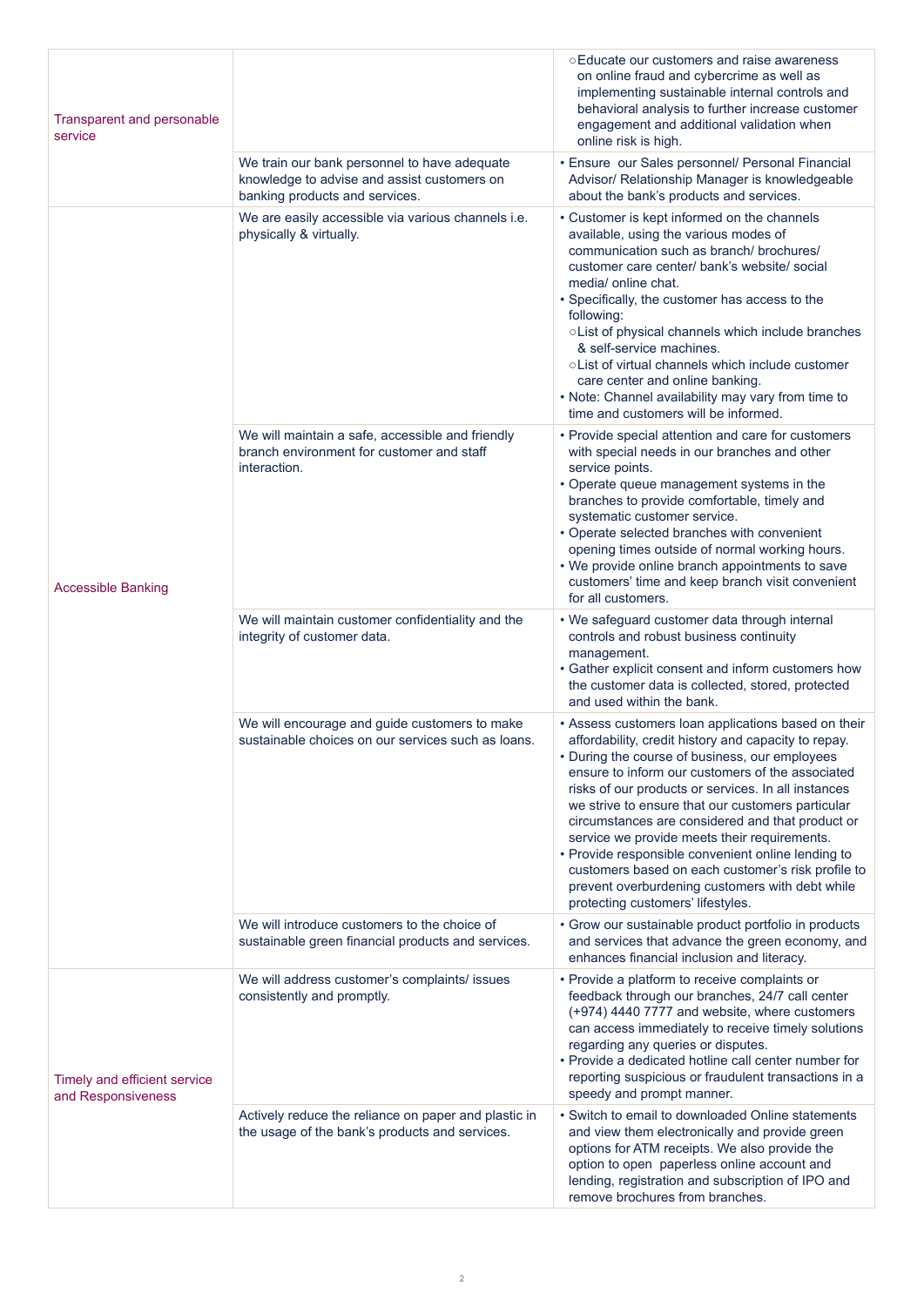| | | |
|---|---|---|
| Transparent and personable service | | ○Educate our customers and raise awareness on online fraud and cybercrime as well as implementing sustainable internal controls and behavioral analysis to further increase customer engagement and additional validation when online risk is high. |
| | We train our bank personnel to have adequate knowledge to advise and assist customers on banking products and services. | • Ensure our Sales personnel/ Personal Financial Advisor/ Relationship Manager is knowledgeable about the bank's products and services. |
| Accessible Banking | We are easily accessible via various channels i.e. physically & virtually. | • Customer is kept informed on the channels available, using the various modes of communication such as branch/ brochures/ customer care center/ bank's website/ social media/ online chat.<br>• Specifically, the customer has access to the following:<br>○List of physical channels which include branches & self-service machines.<br>○List of virtual channels which include customer care center and online banking.<br>• Note: Channel availability may vary from time to time and customers will be informed. |
| | We will maintain a safe, accessible and friendly branch environment for customer and staff interaction. | • Provide special attention and care for customers with special needs in our branches and other service points.<br>• Operate queue management systems in the branches to provide comfortable, timely and systematic customer service.<br>• Operate selected branches with convenient opening times outside of normal working hours.<br>• We provide online branch appointments to save customers' time and keep branch visit convenient for all customers. |
| | We will maintain customer confidentiality and the integrity of customer data. | • We safeguard customer data through internal controls and robust business continuity management.<br>• Gather explicit consent and inform customers how the customer data is collected, stored, protected and used within the bank. |
| | We will encourage and guide customers to make sustainable choices on our services such as loans. | • Assess customers loan applications based on their affordability, credit history and capacity to repay.<br>• During the course of business, our employees ensure to inform our customers of the associated risks of our products or services. In all instances we strive to ensure that our customers particular circumstances are considered and that product or service we provide meets their requirements.<br>• Provide responsible convenient online lending to customers based on each customer's risk profile to prevent overburdening customers with debt while protecting customers' lifestyles. |
| | We will introduce customers to the choice of sustainable green financial products and services. | • Grow our sustainable product portfolio in products and services that advance the green economy, and enhances financial inclusion and literacy. |
| Timely and efficient service and Responsiveness | We will address customer's complaints/ issues consistently and promptly. | • Provide a platform to receive complaints or feedback through our branches, 24/7 call center (+974) 4440 7777 and website, where customers can access immediately to receive timely solutions regarding any queries or disputes.<br>• Provide a dedicated hotline call center number for reporting suspicious or fraudulent transactions in a speedy and prompt manner. |
| | Actively reduce the reliance on paper and plastic in the usage of the bank's products and services. | • Switch to email to downloaded Online statements and view them electronically and provide green options for ATM receipts. We also provide the option to open paperless online account and lending, registration and subscription of IPO and remove brochures from branches. |